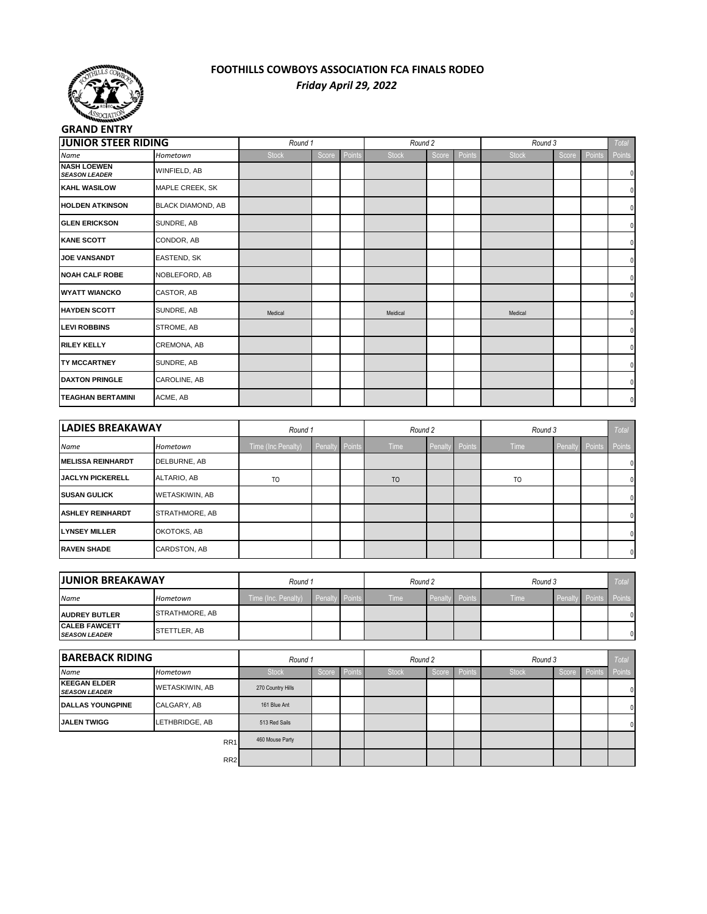# FOOTHILLS COWBOYS ASSOCIATION FCA FINALS RODEO

*Friday April 29, 2022*

**GRAND ENTRY**

| JUNIOR STEER RIDING | | Round 1 | | | Round 2 | | | Round 3 | | | Total |
|---|---|---|---|---|---|---|---|---|---|---|---|
| *Name* | *Hometown* | Stock | Score | Points | Stock | Score | Points | Stock | Score | Points | Points |
| **NASH LOEWEN** ***SEASON LEADER*** | WINFIELD, AB | | | | | | | | | | 0 |
| **KAHL WASILOW** | MAPLE CREEK, SK | | | | | | | | | | 0 |
| **HOLDEN ATKINSON** | BLACK DIAMOND, AB | | | | | | | | | | 0 |
| **GLEN ERICKSON** | SUNDRE, AB | | | | | | | | | | 0 |
| **KANE SCOTT** | CONDOR, AB | | | | | | | | | | 0 |
| **JOE VANSANDT** | EASTEND, SK | | | | | | | | | | 0 |
| **NOAH CALF ROBE** | NOBLEFORD, AB | | | | | | | | | | 0 |
| **WYATT WIANCKO** | CASTOR, AB | | | | | | | | | | 0 |
| **HAYDEN SCOTT** | SUNDRE, AB | Medical | | | Meidical | | | Medical | | | 0 |
| **LEVI ROBBINS** | STROME, AB | | | | | | | | | | 0 |
| **RILEY KELLY** | CREMONA, AB | | | | | | | | | | 0 |
| **TY MCCARTNEY** | SUNDRE, AB | | | | | | | | | | 0 |
| **DAXTON PRINGLE** | CAROLINE, AB | | | | | | | | | | 0 |
| **TEAGHAN BERTAMINI** | ACME, AB | | | | | | | | | | 0 |

| LADIES BREAKAWAY | | Round 1 | | | Round 2 | | | Round 3 | | | Total |
|---|---|---|---|---|---|---|---|---|---|---|---|
| *Name* | *Hometown* | Time (Inc Penalty) | Penalty | Points | Time | Penalty | Points | Time | Penalty | Points | Points |
| **MELISSA REINHARDT** | DELBURNE, AB | | | | | | | | | | 0 |
| **JACLYN PICKERELL** | ALTARIO, AB | TO | | | TO | | | TO | | | 0 |
| **SUSAN GULICK** | WETASKIWIN, AB | | | | | | | | | | 0 |
| **ASHLEY REINHARDT** | STRATHMORE, AB | | | | | | | | | | 0 |
| **LYNSEY MILLER** | OKOTOKS, AB | | | | | | | | | | 0 |
| **RAVEN SHADE** | CARDSTON, AB | | | | | | | | | | 0 |

| JUNIOR BREAKAWAY | | Round 1 | | | Round 2 | | | Round 3 | | | Total |
|---|---|---|---|---|---|---|---|---|---|---|---|
| *Name* | *Hometown* | Time (Inc. Penalty) | Penalty | Points | Time | Penalty | Points | Time | Penalty | Points | Points |
| **AUDREY BUTLER** | STRATHMORE, AB | | | | | | | | | | 0 |
| **CALEB FAWCETT** ***SEASON LEADER*** | STETTLER, AB | | | | | | | | | | 0 |

| BAREBACK RIDING | | Round 1 | | | Round 2 | | | Round 3 | | | Total |
|---|---|---|---|---|---|---|---|---|---|---|---|
| *Name* | *Hometown* | Stock | Score | Points | Stock | Score | Points | Stock | Score | Points | Points |
| **KEEGAN ELDER** ***SEASON LEADER*** | WETASKIWIN, AB | 270 Country Hills | | | | | | | | | 0 |
| **DALLAS YOUNGPINE** | CALGARY, AB | 161 Blue Ant | | | | | | | | | 0 |
| **JALEN TWIGG** | LETHBRIDGE, AB | 513 Red Sails | | | | | | | | | 0 |
| | RR1 | 460 Mouse Party | | | | | | | | | |
| | RR2 | | | | | | | | | | |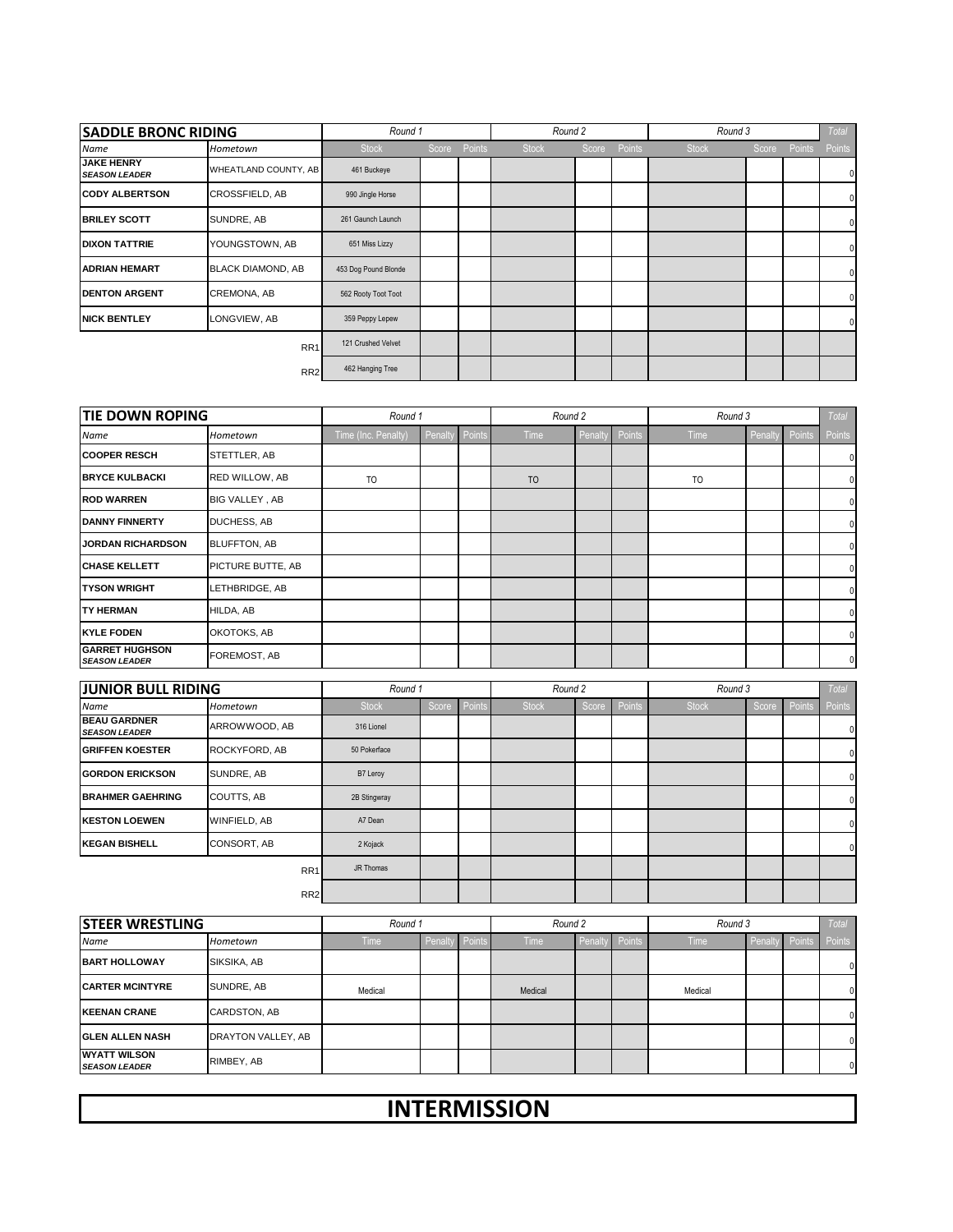| SADDLE BRONC RIDING | | Round 1 | | | Round 2 | | | Round 3 | | | Total |
|---|---|---|---|---|---|---|---|---|---|---|---|
| *Name* | *Hometown* | Stock | Score | Points | Stock | Score | Points | Stock | Score | Points | Points |
| **JAKE HENRY** ***SEASON LEADER*** | WHEATLAND COUNTY, AB | 461 Buckeye | | | | | | | | | 0 |
| **CODY ALBERTSON** | CROSSFIELD, AB | 990 Jingle Horse | | | | | | | | | 0 |
| **BRILEY SCOTT** | SUNDRE, AB | 261 Gaunch Launch | | | | | | | | | 0 |
| **DIXON TATTRIE** | YOUNGSTOWN, AB | 651 Miss Lizzy | | | | | | | | | 0 |
| **ADRIAN HEMART** | BLACK DIAMOND, AB | 453 Dog Pound Blonde | | | | | | | | | 0 |
| **DENTON ARGENT** | CREMONA, AB | 562 Rooty Toot Toot | | | | | | | | | 0 |
| **NICK BENTLEY** | LONGVIEW, AB | 359 Peppy Lepew | | | | | | | | | 0 |
| | RR1 | 121 Crushed Velvet | | | | | | | | | |
| | RR2 | 462 Hanging Tree | | | | | | | | | |

| TIE DOWN ROPING | | Round 1 | | | Round 2 | | | Round 3 | | | Total |
|---|---|---|---|---|---|---|---|---|---|---|---|
| *Name* | *Hometown* | Time (Inc. Penalty) | Penalty | Points | Time | Penalty | Points | Time | Penalty | Points | Points |
| **COOPER RESCH** | STETTLER, AB | | | | | | | | | | 0 |
| **BRYCE KULBACKI** | RED WILLOW, AB | TO | | | TO | | | TO | | | 0 |
| **ROD WARREN** | BIG VALLEY , AB | | | | | | | | | | 0 |
| **DANNY FINNERTY** | DUCHESS, AB | | | | | | | | | | 0 |
| **JORDAN RICHARDSON** | BLUFFTON, AB | | | | | | | | | | 0 |
| **CHASE KELLETT** | PICTURE BUTTE, AB | | | | | | | | | | 0 |
| **TYSON WRIGHT** | LETHBRIDGE, AB | | | | | | | | | | 0 |
| **TY HERMAN** | HILDA, AB | | | | | | | | | | 0 |
| **KYLE FODEN** | OKOTOKS, AB | | | | | | | | | | 0 |
| **GARRET HUGHSON** ***SEASON LEADER*** | FOREMOST, AB | | | | | | | | | | 0 |

| JUNIOR BULL RIDING | | Round 1 | | | Round 2 | | | Round 3 | | | Total |
|---|---|---|---|---|---|---|---|---|---|---|---|
| *Name* | *Hometown* | Stock | Score | Points | Stock | Score | Points | Stock | Score | Points | Points |
| **BEAU GARDNER** ***SEASON LEADER*** | ARROWWOOD, AB | 316 Lionel | | | | | | | | | 0 |
| **GRIFFEN KOESTER** | ROCKYFORD, AB | 50 Pokerface | | | | | | | | | 0 |
| **GORDON ERICKSON** | SUNDRE, AB | B7 Leroy | | | | | | | | | 0 |
| **BRAHMER GAEHRING** | COUTTS, AB | 2B Stingwray | | | | | | | | | 0 |
| **KESTON LOEWEN** | WINFIELD, AB | A7 Dean | | | | | | | | | 0 |
| **KEGAN BISHELL** | CONSORT, AB | 2 Kojack | | | | | | | | | 0 |
| | RR1 | JR Thomas | | | | | | | | | |
| | RR2 | | | | | | | | | | |

| STEER WRESTLING | | Round 1 | | | Round 2 | | | Round 3 | | | Total |
|---|---|---|---|---|---|---|---|---|---|---|---|
| *Name* | *Hometown* | Time | Penalty | Points | Time | Penalty | Points | Time | Penalty | Points | Points |
| **BART HOLLOWAY** | SIKSIKA, AB | | | | | | | | | | 0 |
| **CARTER MCINTYRE** | SUNDRE, AB | Medical | | | Medical | | | Medical | | | 0 |
| **KEENAN CRANE** | CARDSTON, AB | | | | | | | | | | 0 |
| **GLEN ALLEN NASH** | DRAYTON VALLEY, AB | | | | | | | | | | 0 |
| **WYATT WILSON** ***SEASON LEADER*** | RIMBEY, AB | | | | | | | | | | 0 |

# INTERMISSION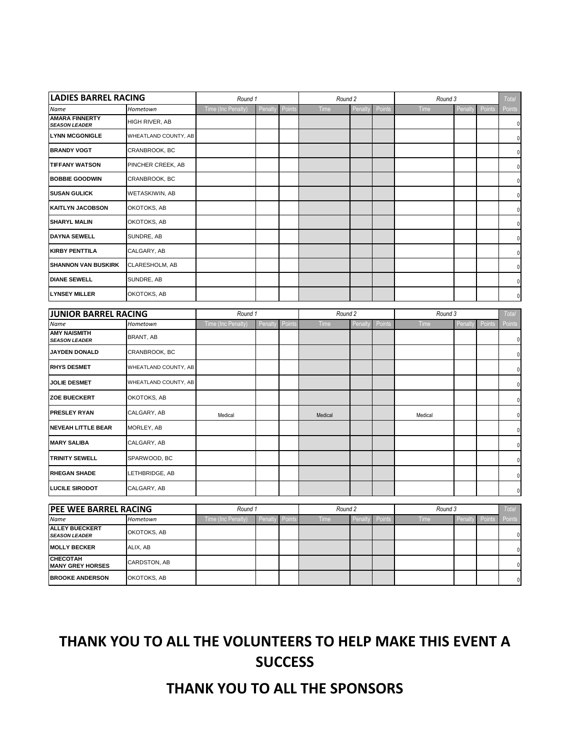| LADIES BARREL RACING | | Round 1 | | | Round 2 | | | Round 3 | | | Total |
|---|---|---|---|---|---|---|---|---|---|---|---|
| Name | Hometown | Time (Inc Penalty) | Penalty | Points | Time | Penalty | Points | Time | Penalty | Points | Points |
| **AMARA FINNERTY** ***SEASON LEADER*** | HIGH RIVER, AB | | | | | | | | | | 0 |
| **LYNN MCGONIGLE** | WHEATLAND COUNTY, AB | | | | | | | | | | 0 |
| **BRANDY VOGT** | CRANBROOK, BC | | | | | | | | | | 0 |
| **TIFFANY WATSON** | PINCHER CREEK, AB | | | | | | | | | | 0 |
| **BOBBIE GOODWIN** | CRANBROOK, BC | | | | | | | | | | 0 |
| **SUSAN GULICK** | WETASKIWIN, AB | | | | | | | | | | 0 |
| **KAITLYN JACOBSON** | OKOTOKS, AB | | | | | | | | | | 0 |
| **SHARYL MALIN** | OKOTOKS, AB | | | | | | | | | | 0 |
| **DAYNA SEWELL** | SUNDRE, AB | | | | | | | | | | 0 |
| **KIRBY PENTTILA** | CALGARY, AB | | | | | | | | | | 0 |
| **SHANNON VAN BUSKIRK** | CLARESHOLM, AB | | | | | | | | | | 0 |
| **DIANE SEWELL** | SUNDRE, AB | | | | | | | | | | 0 |
| **LYNSEY MILLER** | OKOTOKS, AB | | | | | | | | | | 0 |

| JUNIOR BARREL RACING | | Round 1 | | | Round 2 | | | Round 3 | | | Total |
|---|---|---|---|---|---|---|---|---|---|---|---|
| Name | Hometown | Time (Inc Penalty) | Penalty | Points | Time | Penalty | Points | Time | Penalty | Points | Points |
| **AMY NAISMITH** ***SEASON LEADER*** | BRANT, AB | | | | | | | | | | 0 |
| **JAYDEN DONALD** | CRANBROOK, BC | | | | | | | | | | 0 |
| **RHYS DESMET** | WHEATLAND COUNTY, AB | | | | | | | | | | 0 |
| **JOLIE DESMET** | WHEATLAND COUNTY, AB | | | | | | | | | | 0 |
| **ZOE BUECKERT** | OKOTOKS, AB | | | | | | | | | | 0 |
| **PRESLEY RYAN** | CALGARY, AB | Medical | | | Medical | | | Medical | | | 0 |
| **NEVEAH LITTLE BEAR** | MORLEY, AB | | | | | | | | | | 0 |
| **MARY SALIBA** | CALGARY, AB | | | | | | | | | | 0 |
| **TRINITY SEWELL** | SPARWOOD, BC | | | | | | | | | | 0 |
| **RHEGAN SHADE** | LETHBRIDGE, AB | | | | | | | | | | 0 |
| **LUCILE SIRODOT** | CALGARY, AB | | | | | | | | | | 0 |

| PEE WEE BARREL RACING | | Round 1 | | | Round 2 | | | Round 3 | | | Total |
|---|---|---|---|---|---|---|---|---|---|---|---|
| Name | Hometown | Time (Inc Penalty) | Penalty | Points | Time | Penalty | Points | Time | Penalty | Points | Points |
| **ALLEY BUECKERT** ***SEASON LEADER*** | OKOTOKS, AB | | | | | | | | | | 0 |
| **MOLLY BECKER** | ALIX, AB | | | | | | | | | | 0 |
| **CHECOTAH MANY GREY HORSES** | CARDSTON, AB | | | | | | | | | | 0 |
| **BROOKE ANDERSON** | OKOTOKS, AB | | | | | | | | | | 0 |

## THANK YOU TO ALL THE VOLUNTEERS TO HELP MAKE THIS EVENT A SUCCESS

## THANK YOU TO ALL THE SPONSORS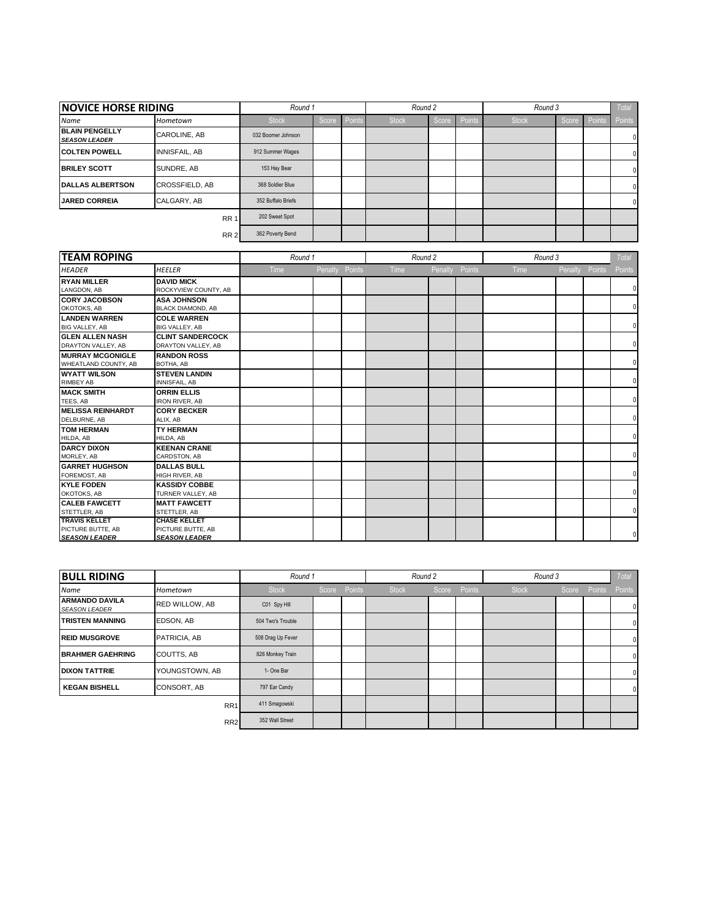| NOVICE HORSE RIDING | | Round 1 | | | Round 2 | | | Round 3 | | | Total |
|---|---|---|---|---|---|---|---|---|---|---|---|
| Name | Hometown | Stock | Score | Points | Stock | Score | Points | Stock | Score | Points | Points |
| **BLAIN PENGELLY** *SEASON LEADER* | CAROLINE, AB | 032 Boomer Johnson | | | | | | | | | 0 |
| **COLTEN POWELL** | INNISFAIL, AB | 912 Summer Wages | | | | | | | | | 0 |
| **BRILEY SCOTT** | SUNDRE, AB | 153 Hay Bear | | | | | | | | | 0 |
| **DALLAS ALBERTSON** | CROSSFIELD, AB | 368 Soldier Blue | | | | | | | | | 0 |
| **JARED CORREIA** | CALGARY, AB | 352 Buffalo Briefs | | | | | | | | | 0 |
| | RR 1 | 202 Sweet Spot | | | | | | | | | |
| | RR 2 | 362 Poverty Bend | | | | | | | | | |

| TEAM ROPING | | Round 1 | | | Round 2 | | | Round 3 | | | Total |
|---|---|---|---|---|---|---|---|---|---|---|---|
| HEADER | HEELER | Time | Penalty | Points | Time | Penalty | Points | Time | Penalty | Points | Points |
| **RYAN MILLER** LANGDON, AB | **DAVID MICK** ROCKYVIEW COUNTY, AB | | | | | | | | | | 0 |
| **CORY JACOBSON** OKOTOKS, AB | **ASA JOHNSON** BLACK DIAMOND, AB | | | | | | | | | | 0 |
| **LANDEN WARREN** BIG VALLEY, AB | **COLE WARREN** BIG VALLEY, AB | | | | | | | | | | 0 |
| **GLEN ALLEN NASH** DRAYTON VALLEY, AB | **CLINT SANDERCOCK** DRAYTON VALLEY, AB | | | | | | | | | | 0 |
| **MURRAY MCGONIGLE** WHEATLAND COUNTY, AB | **RANDON ROSS** BOTHA, AB | | | | | | | | | | 0 |
| **WYATT WILSON** RIMBEY AB | **STEVEN LANDIN** INNISFAIL, AB | | | | | | | | | | 0 |
| **MACK SMITH** TEES, AB | **ORRIN ELLIS** IRON RIVER, AB | | | | | | | | | | 0 |
| **MELISSA REINHARDT** DELBURNE, AB | **CORY BECKER** ALIX, AB | | | | | | | | | | 0 |
| **TOM HERMAN** HILDA, AB | **TY HERMAN** HILDA, AB | | | | | | | | | | 0 |
| **DARCY DIXON** MORLEY, AB | **KEENAN CRANE** CARDSTON, AB | | | | | | | | | | 0 |
| **GARRET HUGHSON** FOREMOST, AB | **DALLAS BULL** HIGH RIVER, AB | | | | | | | | | | 0 |
| **KYLE FODEN** OKOTOKS, AB | **KASSIDY COBBE** TURNER VALLEY, AB | | | | | | | | | | 0 |
| **CALEB FAWCETT** STETTLER, AB | **MATT FAWCETT** STETTLER, AB | | | | | | | | | | 0 |
| **TRAVIS KELLET** PICTURE BUTTE, AB ***SEASON LEADER*** | **CHASE KELLET** PICTURE BUTTE, AB ***SEASON LEADER*** | | | | | | | | | | 0 |

| BULL RIDING | | Round 1 | | | Round 2 | | | Round 3 | | | Total |
|---|---|---|---|---|---|---|---|---|---|---|---|
| Name | Hometown | Stock | Score | Points | Stock | Score | Points | Stock | Score | Points | Points |
| **ARMANDO DAVILA** *SEASON LEADER* | RED WILLOW, AB | C01 Spy Hill | | | | | | | | | 0 |
| **TRISTEN MANNING** | EDSON, AB | 504 Two's Trouble | | | | | | | | | 0 |
| **REID MUSGROVE** | PATRICIA, AB | 508 Drag Up Fever | | | | | | | | | 0 |
| **BRAHMER GAEHRING** | COUTTS, AB | 826 Monkey Train | | | | | | | | | 0 |
| **DIXON TATTRIE** | YOUNGSTOWN, AB | 1- One Bar | | | | | | | | | 0 |
| **KEGAN BISHELL** | CONSORT, AB | 797 Ear Candy | | | | | | | | | 0 |
| | RR1 | 411 Smagowski | | | | | | | | | |
| | RR2 | 352 Wall Street | | | | | | | | | |